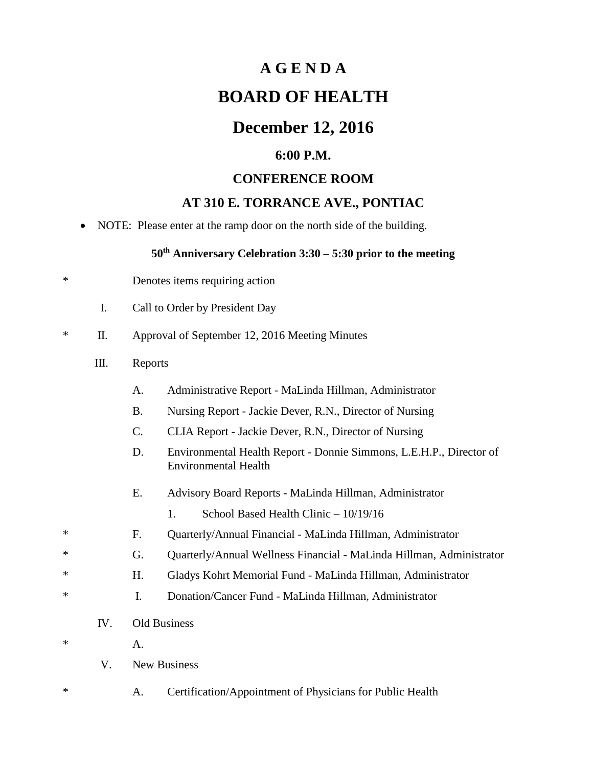# A G E N D A

# BOARD OF HEALTH

# December 12, 2016

## 6:00 P.M.

## CONFERENCE ROOM

## AT 310 E. TORRANCE AVE., PONTIAC

- NOTE: Please enter at the ramp door on the north side of the building.

**50th Anniversary Celebration 3:30 – 5:30 prior to the meeting**

\* Denotes items requiring action

I. Call to Order by President Day

\* II. Approval of September 12, 2016 Meeting Minutes

III. Reports

A. Administrative Report - MaLinda Hillman, Administrator

B. Nursing Report - Jackie Dever, R.N., Director of Nursing

C. CLIA Report - Jackie Dever, R.N., Director of Nursing

D. Environmental Health Report - Donnie Simmons, L.E.H.P., Director of Environmental Health

E. Advisory Board Reports - MaLinda Hillman, Administrator

1. School Based Health Clinic – 10/19/16

\* F. Quarterly/Annual Financial - MaLinda Hillman, Administrator

\* G. Quarterly/Annual Wellness Financial - MaLinda Hillman, Administrator

\* H. Gladys Kohrt Memorial Fund - MaLinda Hillman, Administrator

\* I. Donation/Cancer Fund - MaLinda Hillman, Administrator

IV. Old Business

\* A.

V. New Business

\* A. Certification/Appointment of Physicians for Public Health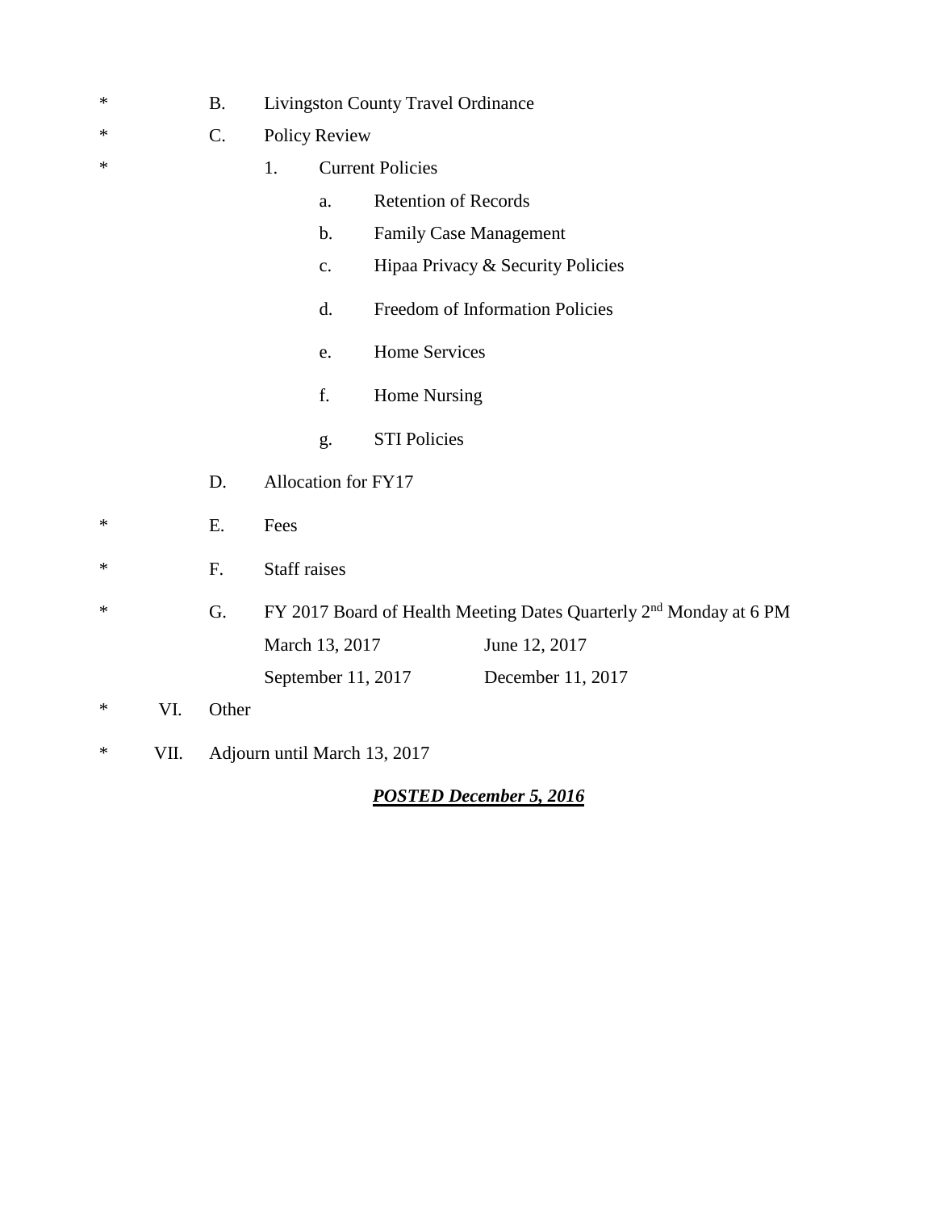\* B. Livingston County Travel Ordinance

\* C. Policy Review

\* 1. Current Policies

a. Retention of Records

b. Family Case Management

c. Hipaa Privacy & Security Policies

d. Freedom of Information Policies

e. Home Services

f. Home Nursing

g. STI Policies

D. Allocation for FY17

\* E. Fees

\* F. Staff raises

\* G. FY 2017 Board of Health Meeting Dates Quarterly 2nd Monday at 6 PM

| | |
|---|---|
| March 13, 2017 | June 12, 2017 |
| September 11, 2017 | December 11, 2017 |

\* VI. Other

\* VII. Adjourn until March 13, 2017

***POSTED December 5, 2016***